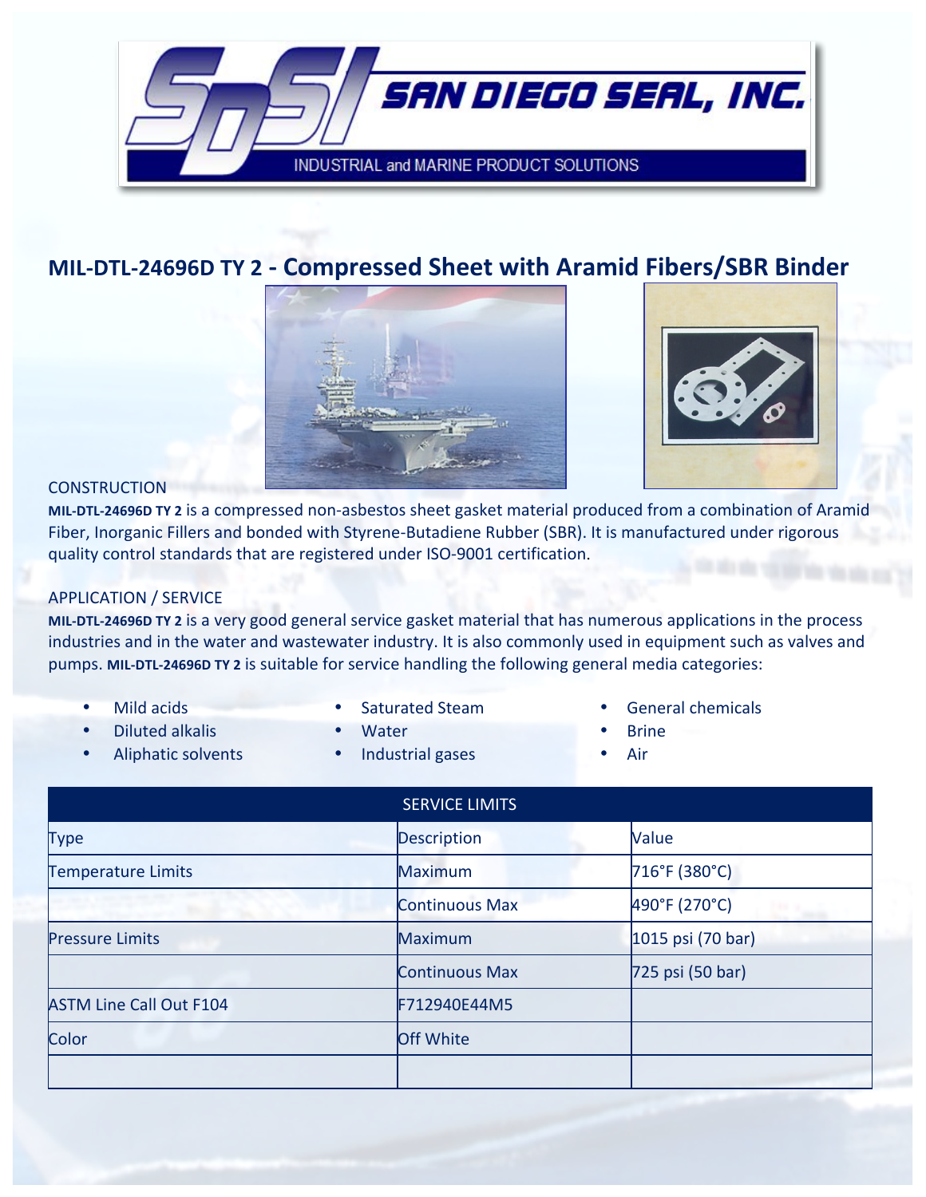SAN DIEGO SEAL, INC.

INDUSTRIAL and MARINE PRODUCT SOLUTIONS

# MIL-DTL-24696D TY 2 - Compressed Sheet with Aramid Fibers/SBR Binder

## CONSTRUCTION

**MIL-DTL-24696D TY 2** is a compressed non-asbestos sheet gasket material produced from a combination of Aramid Fiber, Inorganic Fillers and bonded with Styrene-Butadiene Rubber (SBR). It is manufactured under rigorous quality control standards that are registered under ISO-9001 certification.

## APPLICATION / SERVICE

**MIL-DTL-24696D TY 2** is a very good general service gasket material that has numerous applications in the process industries and in the water and wastewater industry. It is also commonly used in equipment such as valves and pumps. **MIL-DTL-24696D TY 2** is suitable for service handling the following general media categories:

- Mild acids
- Diluted alkalis
- Aliphatic solvents
- Saturated Steam
- Water
- Industrial gases
- General chemicals
- Brine
- Air

| SERVICE LIMITS | | |
|---|---|---|
| Type | Description | Value |
| Temperature Limits | Maximum | 716°F (380°C) |
| | Continuous Max | 490°F (270°C) |
| Pressure Limits | Maximum | 1015 psi (70 bar) |
| | Continuous Max | 725 psi (50 bar) |
| ASTM Line Call Out F104 | F712940E44M5 | |
| Color | Off White | |
| | | |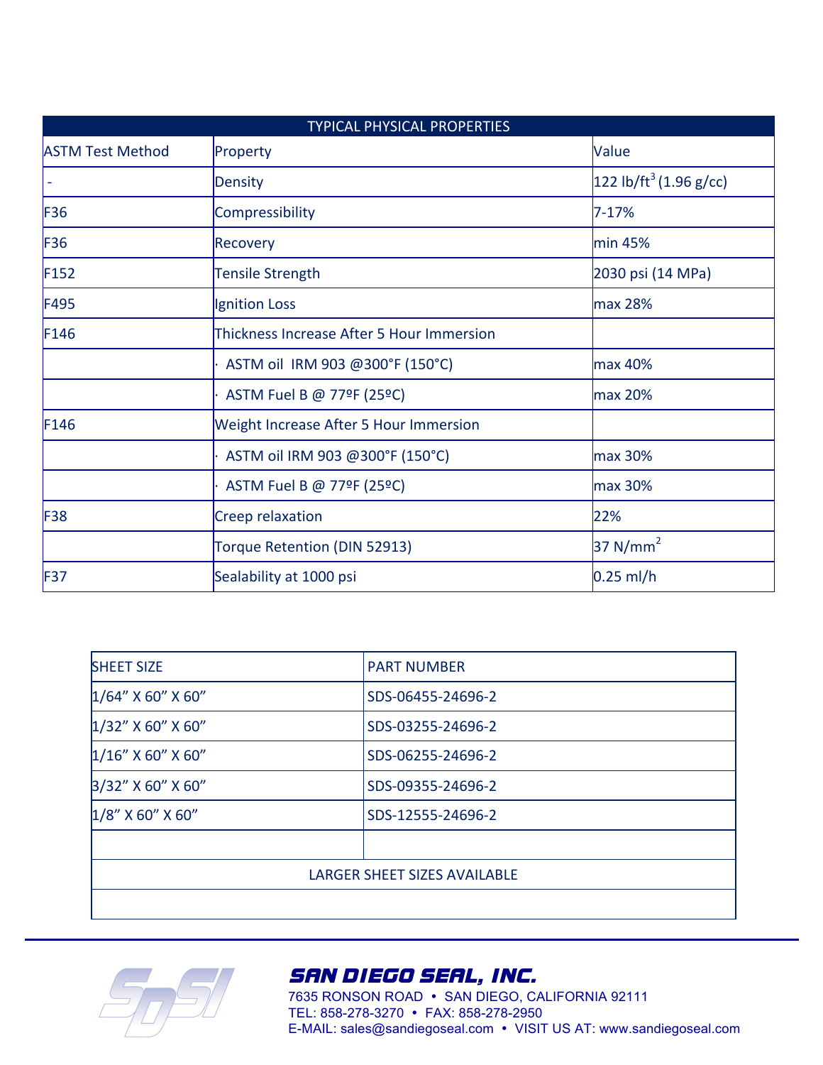| TYPICAL PHYSICAL PROPERTIES | | |
|---|---|---|
| ASTM Test Method | Property | Value |
| - | Density | 122 lb/ft$^3$ (1.96 g/cc) |
| F36 | Compressibility | 7-17% |
| F36 | Recovery | min 45% |
| F152 | Tensile Strength | 2030 psi (14 MPa) |
| F495 | Ignition Loss | max 28% |
| F146 | Thickness Increase After 5 Hour Immersion | |
| | · ASTM oil IRM 903 @300°F (150°C) | max 40% |
| | · ASTM Fuel B @ 77ºF (25ºC) | max 20% |
| F146 | Weight Increase After 5 Hour Immersion | |
| | · ASTM oil IRM 903 @300°F (150°C) | max 30% |
| | · ASTM Fuel B @ 77ºF (25ºC) | max 30% |
| F38 | Creep relaxation | 22% |
| | Torque Retention (DIN 52913) | 37 N/mm$^2$ |
| F37 | Sealability at 1000 psi | 0.25 ml/h |

| SHEET SIZE | PART NUMBER |
|---|---|
| 1/64” X 60” X 60” | SDS-06455-24696-2 |
| 1/32” X 60” X 60” | SDS-03255-24696-2 |
| 1/16” X 60” X 60” | SDS-06255-24696-2 |
| 3/32” X 60” X 60” | SDS-09355-24696-2 |
| 1/8” X 60” X 60” | SDS-12555-24696-2 |
| | |
| LARGER SHEET SIZES AVAILABLE | |
| | |

**SAN DIEGO SEAL, INC.**

7635 RONSON ROAD • SAN DIEGO, CALIFORNIA 92111
TEL: 858-278-3270 • FAX: 858-278-2950
E-MAIL: sales@sandiegoseal.com • VISIT US AT: www.sandiegoseal.com